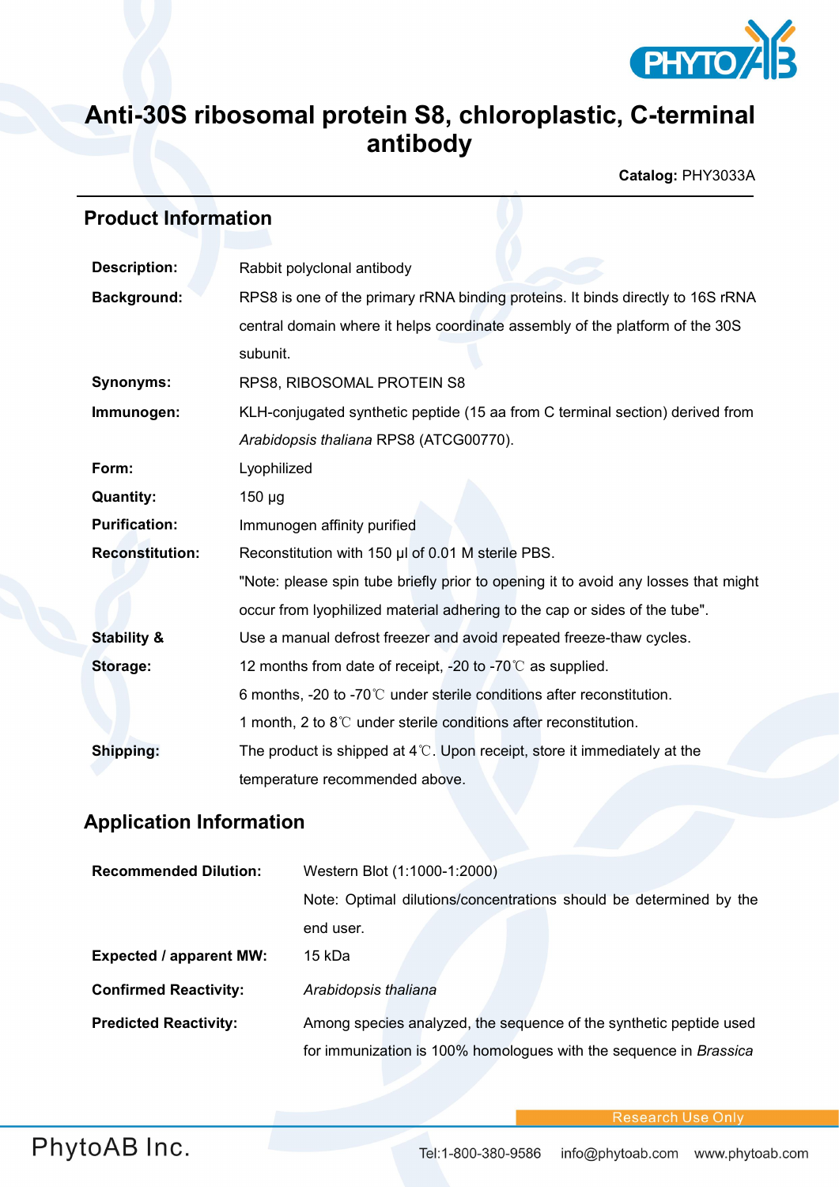# Anti-30S ribosomal protein S8, chloroplastic, C-terminal antibody

**Catalog:** PHY3033A

## Product Information

| | |
|---|---|
| **Description:** | Rabbit polyclonal antibody |
| **Background:** | RPS8 is one of the primary rRNA binding proteins. It binds directly to 16S rRNA central domain where it helps coordinate assembly of the platform of the 30S subunit. |
| **Synonyms:** | RPS8, RIBOSOMAL PROTEIN S8 |
| **Immunogen:** | KLH-conjugated synthetic peptide (15 aa from C terminal section) derived from *Arabidopsis thaliana* RPS8 (ATCG00770). |
| **Form:** | Lyophilized |
| **Quantity:** | 150 µg |
| **Purification:** | Immunogen affinity purified |
| **Reconstitution:** | Reconstitution with 150 µl of 0.01 M sterile PBS.<br>"Note: please spin tube briefly prior to opening it to avoid any losses that might occur from lyophilized material adhering to the cap or sides of the tube". |
| **Stability & Storage:** | Use a manual defrost freezer and avoid repeated freeze-thaw cycles.<br>12 months from date of receipt, -20 to -70℃ as supplied.<br>6 months, -20 to -70℃ under sterile conditions after reconstitution.<br>1 month, 2 to 8℃ under sterile conditions after reconstitution. |
| **Shipping:** | The product is shipped at 4℃. Upon receipt, store it immediately at the temperature recommended above. |

## Application Information

| | |
|---|---|
| **Recommended Dilution:** | Western Blot (1:1000-1:2000)<br>Note: Optimal dilutions/concentrations should be determined by the end user. |
| **Expected / apparent MW:** | 15 kDa |
| **Confirmed Reactivity:** | *Arabidopsis thaliana* |
| **Predicted Reactivity:** | Among species analyzed, the sequence of the synthetic peptide used for immunization is 100% homologues with the sequence in *Brassica* |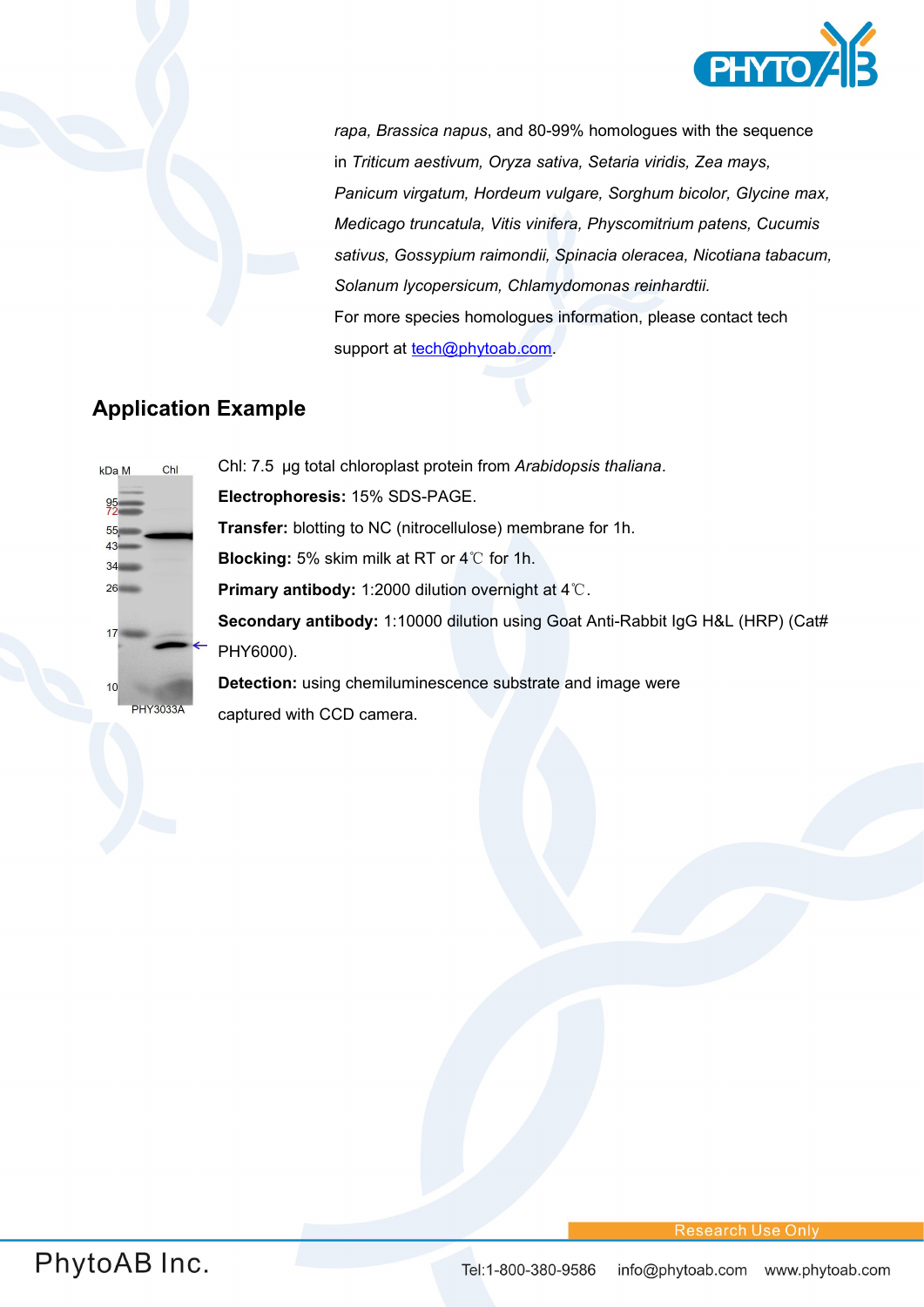*rapa, Brassica napus*, and 80-99% homologues with the sequence in *Triticum aestivum, Oryza sativa, Setaria viridis, Zea mays, Panicum virgatum, Hordeum vulgare, Sorghum bicolor, Glycine max, Medicago truncatula, Vitis vinifera, Physcomitrium patens, Cucumis sativus, Gossypium raimondii, Spinacia oleracea, Nicotiana tabacum, Solanum lycopersicum, Chlamydomonas reinhardtii.*

For more species homologues information, please contact tech support at tech@phytoab.com.

## Application Example

kDa M Chl

95
72
55
43
34
26
17
10

PHY3033A

Chl: 7.5 μg total chloroplast protein from *Arabidopsis thaliana*.

**Electrophoresis:** 15% SDS-PAGE.

**Transfer:** blotting to NC (nitrocellulose) membrane for 1h.

**Blocking:** 5% skim milk at RT or 4℃ for 1h.

**Primary antibody:** 1:2000 dilution overnight at 4℃.

**Secondary antibody:** 1:10000 dilution using Goat Anti-Rabbit IgG H&L (HRP) (Cat# PHY6000).

**Detection:** using chemiluminescence substrate and image were captured with CCD camera.